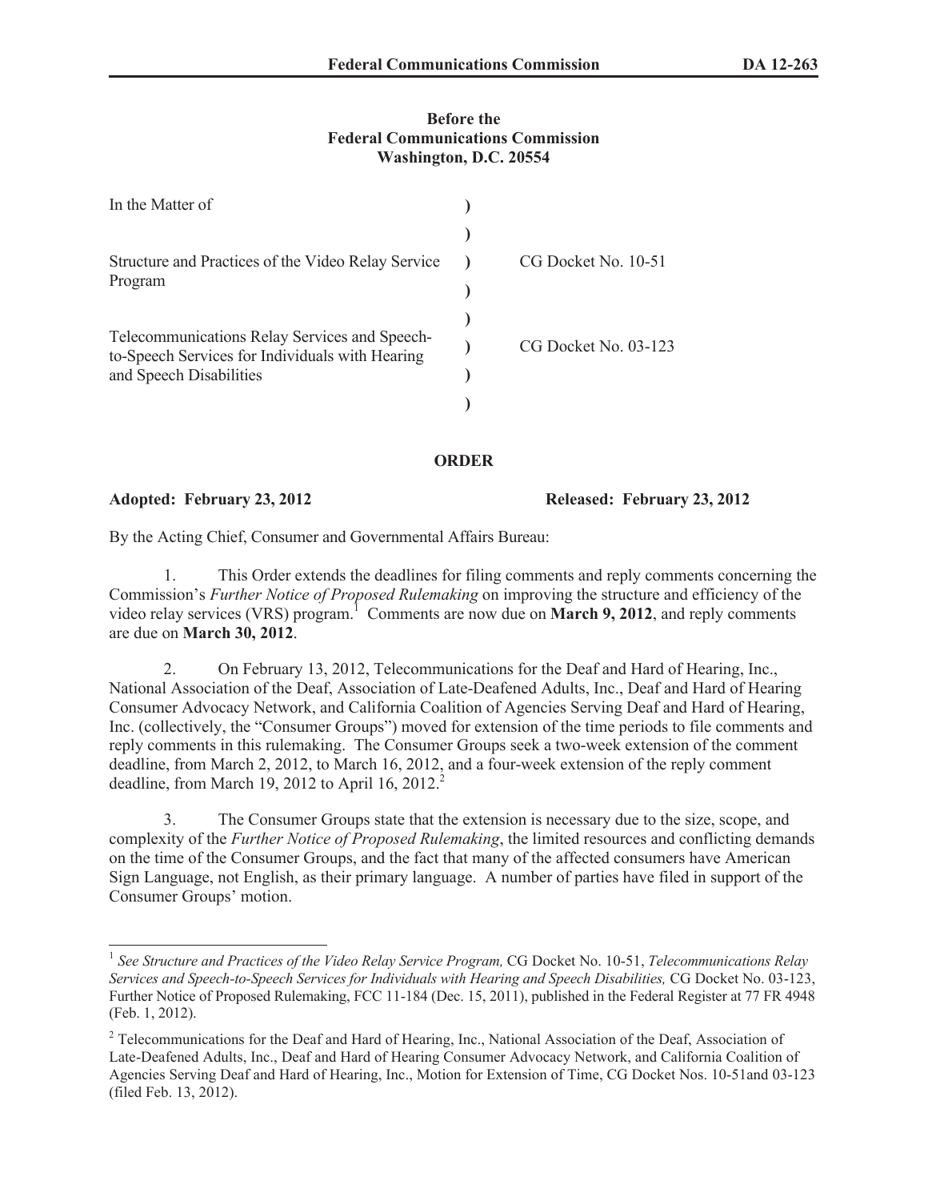**Before the**
**Federal Communications Commission**
**Washington, D.C. 20554**

| In the Matter of | | |
|---|---|---|
| | ) | |
| Structure and Practices of the Video Relay Service Program | ) | CG Docket No. 10-51 |
| | ) | |
| Telecommunications Relay Services and Speech-to-Speech Services for Individuals with Hearing and Speech Disabilities | ) | CG Docket No. 03-123 |

**ORDER**

**Adopted: February 23, 2012** **Released: February 23, 2012**

By the Acting Chief, Consumer and Governmental Affairs Bureau:

1. This Order extends the deadlines for filing comments and reply comments concerning the Commission's *Further Notice of Proposed Rulemaking* on improving the structure and efficiency of the video relay services (VRS) program.[1] Comments are now due on **March 9, 2012**, and reply comments are due on **March 30, 2012**.

2. On February 13, 2012, Telecommunications for the Deaf and Hard of Hearing, Inc., National Association of the Deaf, Association of Late-Deafened Adults, Inc., Deaf and Hard of Hearing Consumer Advocacy Network, and California Coalition of Agencies Serving Deaf and Hard of Hearing, Inc. (collectively, the "Consumer Groups") moved for extension of the time periods to file comments and reply comments in this rulemaking. The Consumer Groups seek a two-week extension of the comment deadline, from March 2, 2012, to March 16, 2012, and a four-week extension of the reply comment deadline, from March 19, 2012 to April 16, 2012.[2]

3. The Consumer Groups state that the extension is necessary due to the size, scope, and complexity of the *Further Notice of Proposed Rulemaking*, the limited resources and conflicting demands on the time of the Consumer Groups, and the fact that many of the affected consumers have American Sign Language, not English, as their primary language. A number of parties have filed in support of the Consumer Groups' motion.

---

[1] *See Structure and Practices of the Video Relay Service Program,* CG Docket No. 10-51, *Telecommunications Relay Services and Speech-to-Speech Services for Individuals with Hearing and Speech Disabilities,* CG Docket No. 03-123, Further Notice of Proposed Rulemaking, FCC 11-184 (Dec. 15, 2011), published in the Federal Register at 77 FR 4948 (Feb. 1, 2012).

[2] Telecommunications for the Deaf and Hard of Hearing, Inc., National Association of the Deaf, Association of Late-Deafened Adults, Inc., Deaf and Hard of Hearing Consumer Advocacy Network, and California Coalition of Agencies Serving Deaf and Hard of Hearing, Inc., Motion for Extension of Time, CG Docket Nos. 10-51and 03-123 (filed Feb. 13, 2012).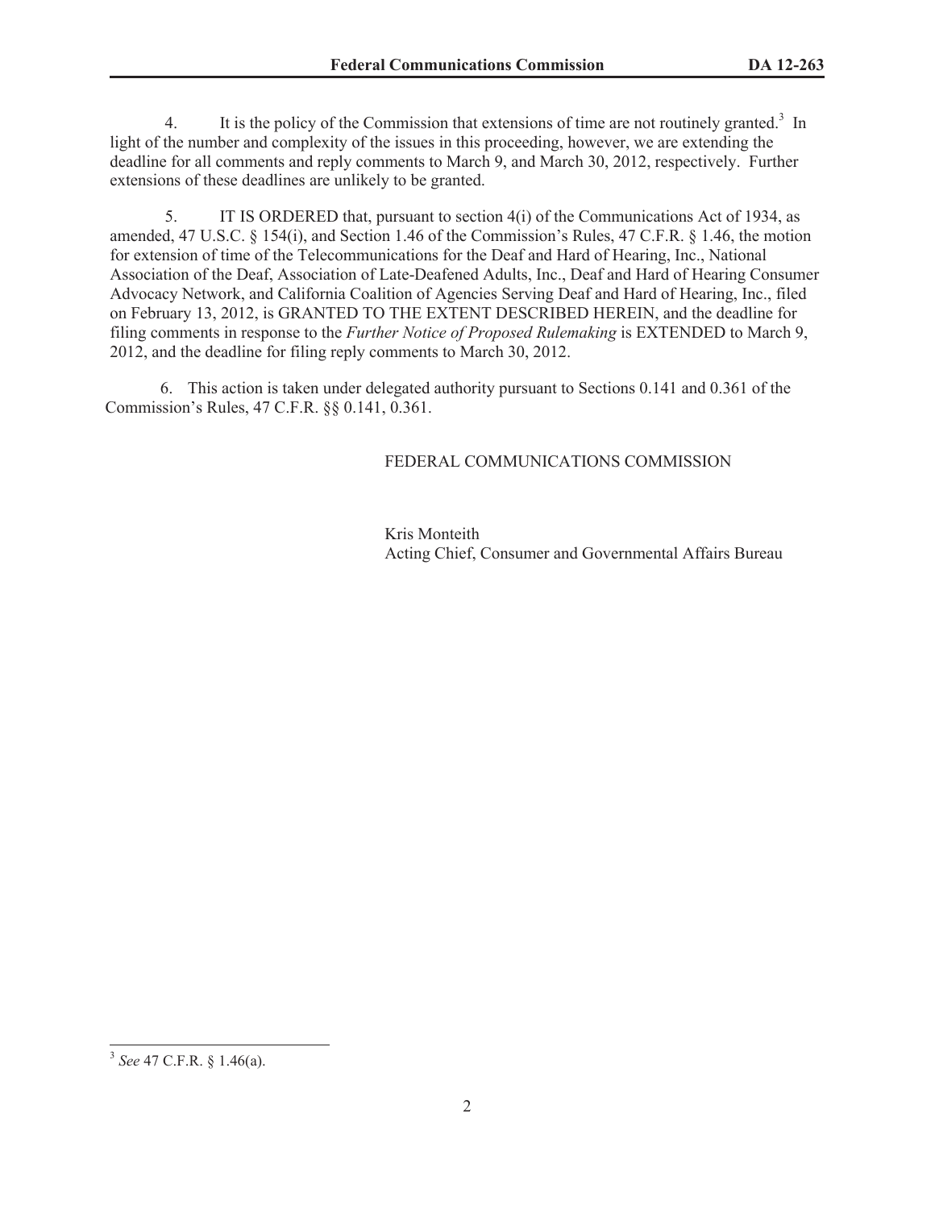4. It is the policy of the Commission that extensions of time are not routinely granted.[3] In light of the number and complexity of the issues in this proceeding, however, we are extending the deadline for all comments and reply comments to March 9, and March 30, 2012, respectively. Further extensions of these deadlines are unlikely to be granted.

5. IT IS ORDERED that, pursuant to section 4(i) of the Communications Act of 1934, as amended, 47 U.S.C. § 154(i), and Section 1.46 of the Commission's Rules, 47 C.F.R. § 1.46, the motion for extension of time of the Telecommunications for the Deaf and Hard of Hearing, Inc., National Association of the Deaf, Association of Late-Deafened Adults, Inc., Deaf and Hard of Hearing Consumer Advocacy Network, and California Coalition of Agencies Serving Deaf and Hard of Hearing, Inc., filed on February 13, 2012, is GRANTED TO THE EXTENT DESCRIBED HEREIN, and the deadline for filing comments in response to the *Further Notice of Proposed Rulemaking* is EXTENDED to March 9, 2012, and the deadline for filing reply comments to March 30, 2012.

6. This action is taken under delegated authority pursuant to Sections 0.141 and 0.361 of the Commission's Rules, 47 C.F.R. §§ 0.141, 0.361.

FEDERAL COMMUNICATIONS COMMISSION

Kris Monteith
Acting Chief, Consumer and Governmental Affairs Bureau

---

[3] *See* 47 C.F.R. § 1.46(a).